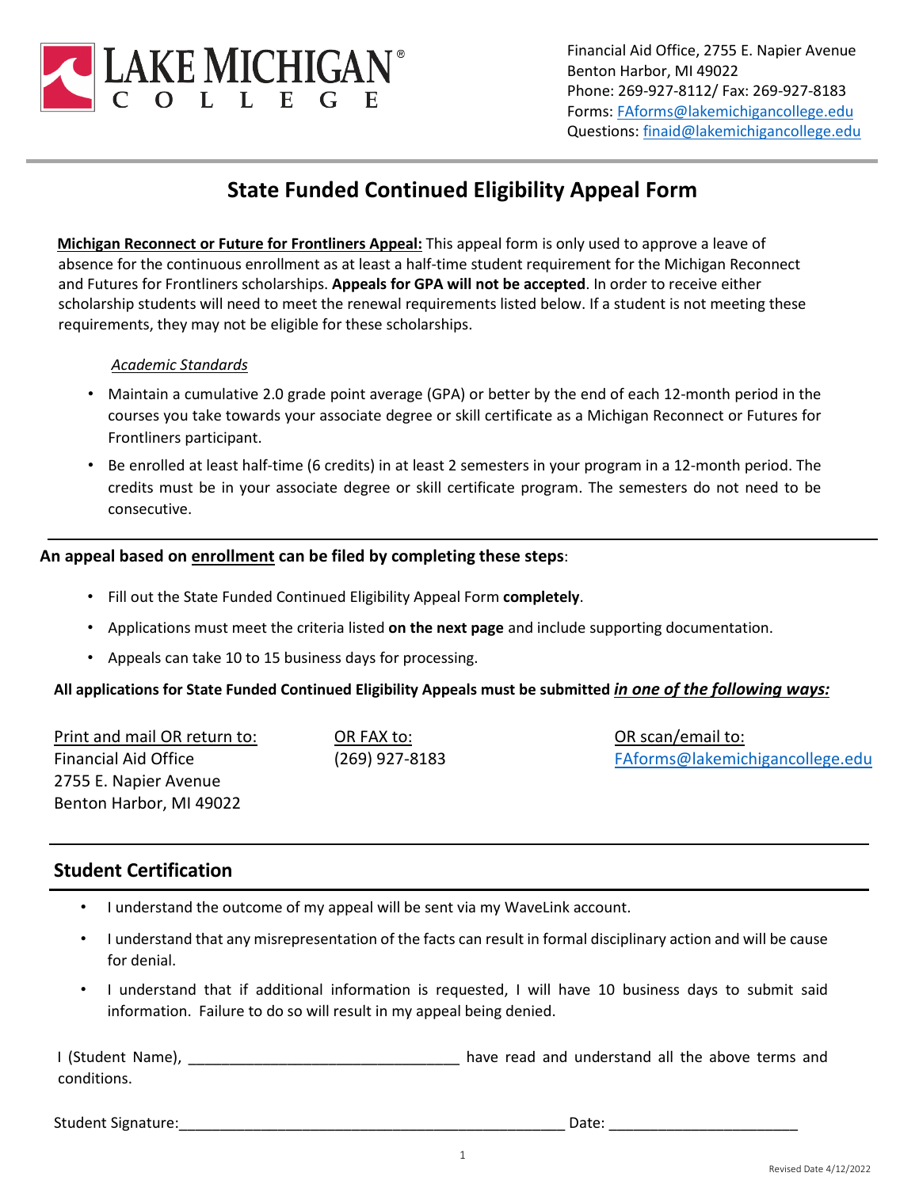**LAKE MICHIGAN COLLEGE**

Financial Aid Office, 2755 E. Napier Avenue
Benton Harbor, MI 49022
Phone: 269-927-8112/ Fax: 269-927-8183
Forms: FAforms@lakemichigancollege.edu
Questions: finaid@lakemichigancollege.edu

# State Funded Continued Eligibility Appeal Form

**Michigan Reconnect or Future for Frontliners Appeal:** This appeal form is only used to approve a leave of absence for the continuous enrollment as at least a half-time student requirement for the Michigan Reconnect and Futures for Frontliners scholarships. **Appeals for GPA will not be accepted**. In order to receive either scholarship students will need to meet the renewal requirements listed below. If a student is not meeting these requirements, they may not be eligible for these scholarships.

*Academic Standards*

- Maintain a cumulative 2.0 grade point average (GPA) or better by the end of each 12-month period in the courses you take towards your associate degree or skill certificate as a Michigan Reconnect or Futures for Frontliners participant.
- Be enrolled at least half-time (6 credits) in at least 2 semesters in your program in a 12-month period. The credits must be in your associate degree or skill certificate program. The semesters do not need to be consecutive.

**An appeal based on enrollment can be filed by completing these steps**:

- Fill out the State Funded Continued Eligibility Appeal Form **completely**.
- Applications must meet the criteria listed **on the next page** and include supporting documentation.
- Appeals can take 10 to 15 business days for processing.

**All applications for State Funded Continued Eligibility Appeals must be submitted *in one of the following ways:***

Print and mail OR return to:
Financial Aid Office
2755 E. Napier Avenue
Benton Harbor, MI 49022

OR FAX to:
(269) 927-8183

OR scan/email to:
FAforms@lakemichigancollege.edu

## Student Certification

- I understand the outcome of my appeal will be sent via my WaveLink account.
- I understand that any misrepresentation of the facts can result in formal disciplinary action and will be cause for denial.
- I understand that if additional information is requested, I will have 10 business days to submit said information. Failure to do so will result in my appeal being denied.

I (Student Name), ________________________________ have read and understand all the above terms and conditions.

Student Signature:_______________________________________________ Date: ______________________

Revised Date 4/12/2022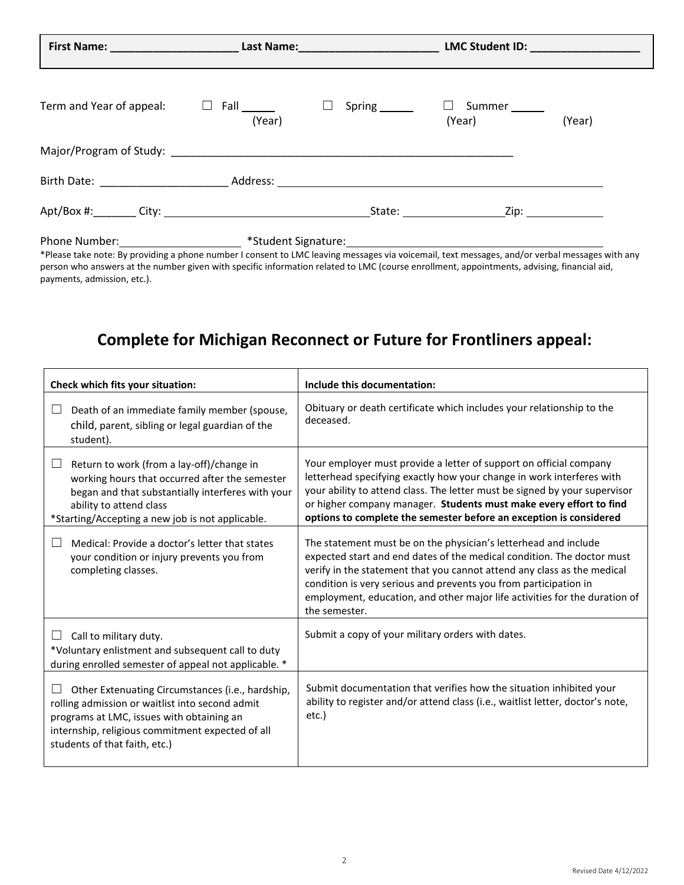First Name: ____________________ Last Name:______________________ LMC Student ID: _________________

Term and Year of appeal: ☐ Fall _____ (Year) ☐ Spring _____ (Year) ☐ Summer _____ (Year)

Major/Program of Study: ______________________________________________________

Birth Date: ____________________ Address: ______________________________________________

Apt/Box #:_______ City: ______________________________State: _______________Zip: ___________

Phone Number:__________________ *Student Signature:_____________________________________

*Please take note: By providing a phone number I consent to LMC leaving messages via voicemail, text messages, and/or verbal messages with any person who answers at the number given with specific information related to LMC (course enrollment, appointments, advising, financial aid, payments, admission, etc.).

## Complete for Michigan Reconnect or Future for Frontliners appeal:

| Check which fits your situation: | Include this documentation: |
|---|---|
| ☐ Death of an immediate family member (spouse, child, parent, sibling or legal guardian of the student). | Obituary or death certificate which includes your relationship to the deceased. |
| ☐ Return to work (from a lay-off)/change in working hours that occurred after the semester began and that substantially interferes with your ability to attend class<br>*Starting/Accepting a new job is not applicable. | Your employer must provide a letter of support on official company letterhead specifying exactly how your change in work interferes with your ability to attend class. The letter must be signed by your supervisor or higher company manager. **Students must make every effort to find options to complete the semester before an exception is considered** |
| ☐ Medical: Provide a doctor's letter that states your condition or injury prevents you from completing classes. | The statement must be on the physician's letterhead and include expected start and end dates of the medical condition. The doctor must verify in the statement that you cannot attend any class as the medical condition is very serious and prevents you from participation in employment, education, and other major life activities for the duration of the semester. |
| ☐ Call to military duty.<br>*Voluntary enlistment and subsequent call to duty during enrolled semester of appeal not applicable. * | Submit a copy of your military orders with dates. |
| ☐ Other Extenuating Circumstances (i.e., hardship, rolling admission or waitlist into second admit programs at LMC, issues with obtaining an internship, religious commitment expected of all students of that faith, etc.) | Submit documentation that verifies how the situation inhibited your ability to register and/or attend class (i.e., waitlist letter, doctor's note, etc.) |

Revised Date 4/12/2022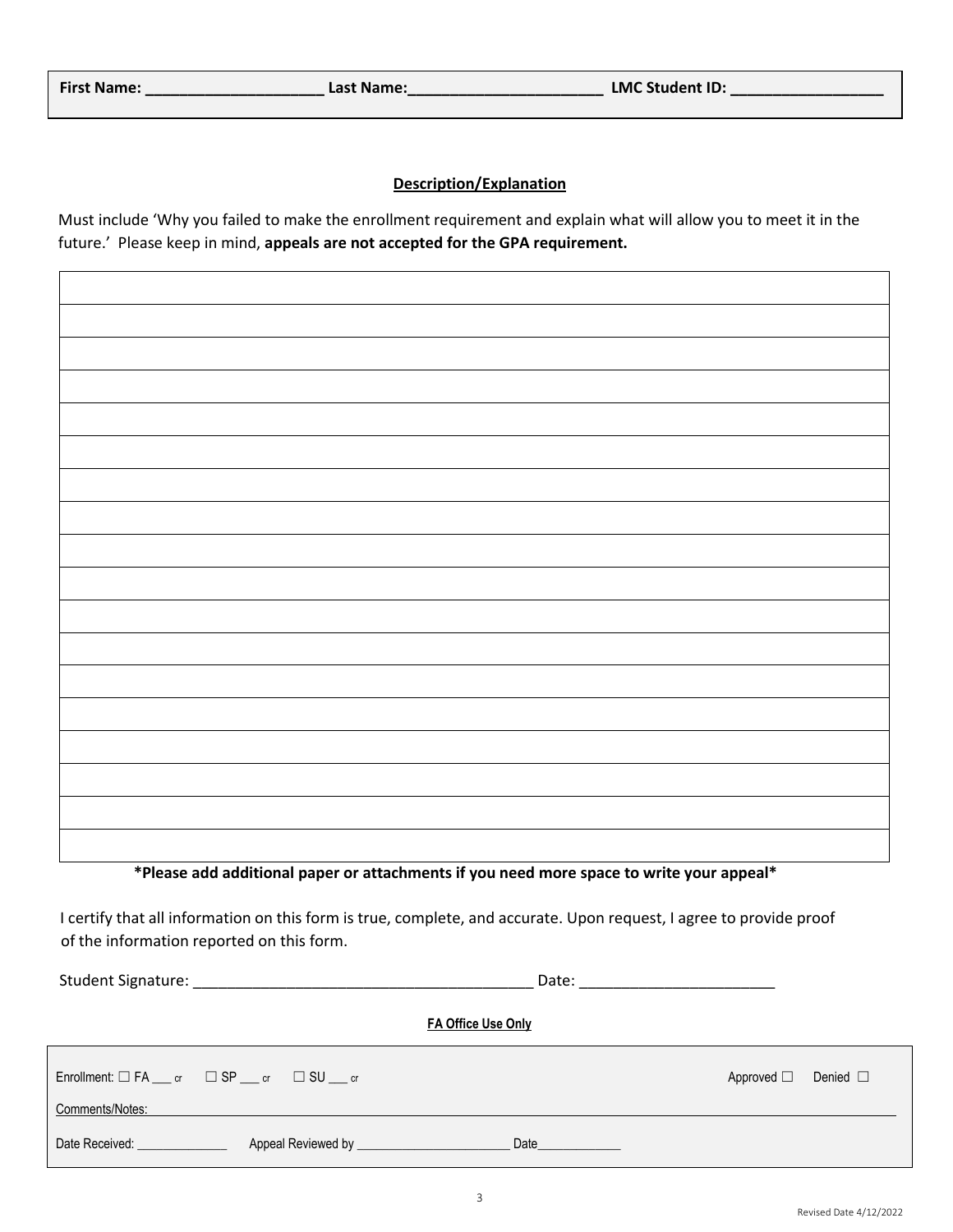**First Name: _____________________ Last Name:_______________________ LMC Student ID: __________________**

**Description/Explanation**

Must include 'Why you failed to make the enrollment requirement and explain what will allow you to meet it in the future.' Please keep in mind, **appeals are not accepted for the GPA requirement.**

| |
|---|
| |
| |
| |
| |
| |
| |
| |
| |
| |
| |
| |
| |
| |
| |
| |
| |
| |
| |

**\*Please add additional paper or attachments if you need more space to write your appeal\***

I certify that all information on this form is true, complete, and accurate. Upon request, I agree to provide proof of the information reported on this form.

Student Signature: ________________________________________ Date: _______________________

**FA Office Use Only**

Enrollment: ☐ FA ___ cr ☐ SP ___ cr ☐ SU ___ cr Approved ☐ Denied ☐

Comments/Notes:

Date Received: ______________ Appeal Reviewed by _______________________ Date_____________

Revised Date 4/12/2022